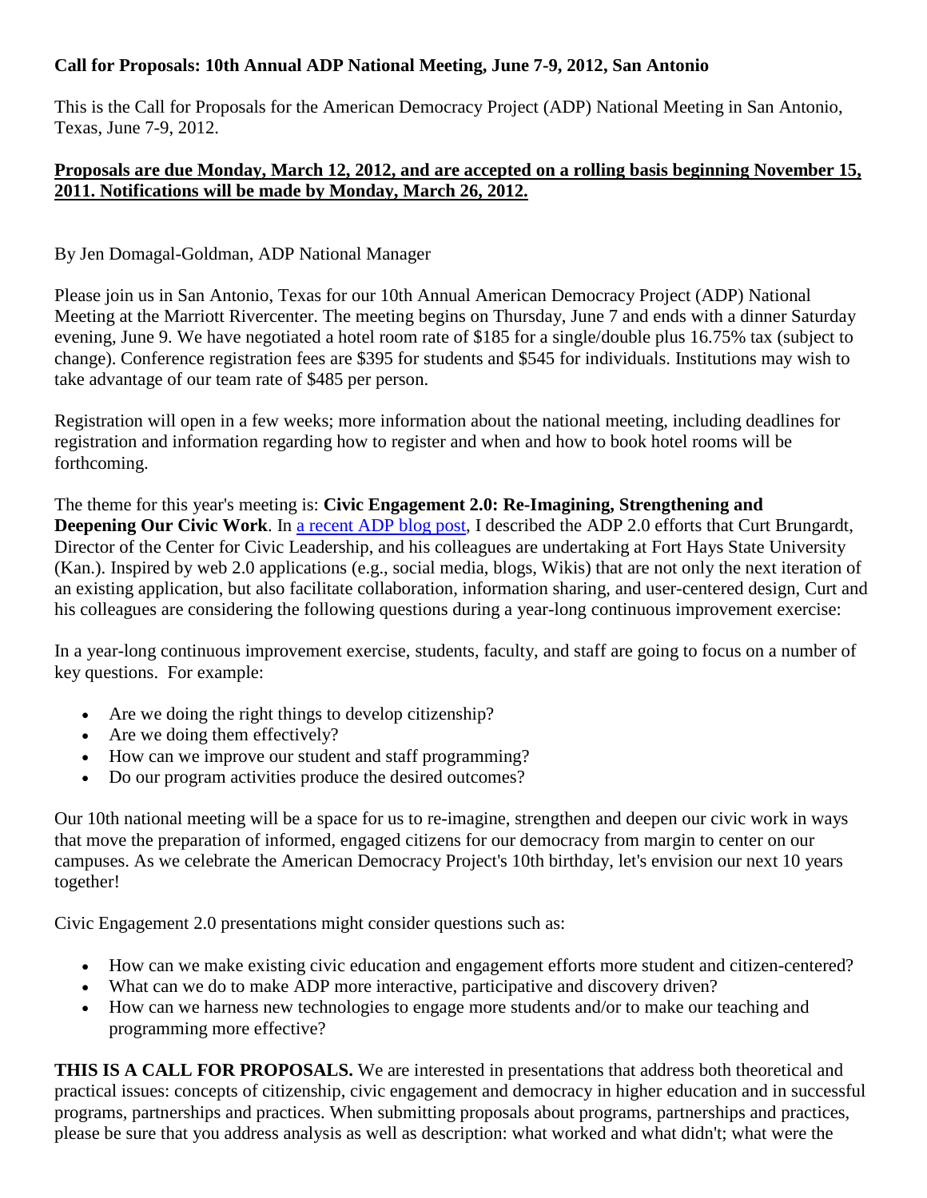**Call for Proposals: 10th Annual ADP National Meeting, June 7-9, 2012, San Antonio**

This is the Call for Proposals for the American Democracy Project (ADP) National Meeting in San Antonio, Texas, June 7-9, 2012.

**Proposals are due Monday, March 12, 2012, and are accepted on a rolling basis beginning November 15, 2011. Notifications will be made by Monday, March 26, 2012.**

By Jen Domagal-Goldman, ADP National Manager

Please join us in San Antonio, Texas for our 10th Annual American Democracy Project (ADP) National Meeting at the Marriott Rivercenter. The meeting begins on Thursday, June 7 and ends with a dinner Saturday evening, June 9. We have negotiated a hotel room rate of $185 for a single/double plus 16.75% tax (subject to change). Conference registration fees are $395 for students and $545 for individuals. Institutions may wish to take advantage of our team rate of $485 per person.

Registration will open in a few weeks; more information about the national meeting, including deadlines for registration and information regarding how to register and when and how to book hotel rooms will be forthcoming.

The theme for this year's meeting is: **Civic Engagement 2.0: Re-Imagining, Strengthening and Deepening Our Civic Work**. In a recent ADP blog post, I described the ADP 2.0 efforts that Curt Brungardt, Director of the Center for Civic Leadership, and his colleagues are undertaking at Fort Hays State University (Kan.). Inspired by web 2.0 applications (e.g., social media, blogs, Wikis) that are not only the next iteration of an existing application, but also facilitate collaboration, information sharing, and user-centered design, Curt and his colleagues are considering the following questions during a year-long continuous improvement exercise:

In a year-long continuous improvement exercise, students, faculty, and staff are going to focus on a number of key questions. For example:

- Are we doing the right things to develop citizenship?
- Are we doing them effectively?
- How can we improve our student and staff programming?
- Do our program activities produce the desired outcomes?

Our 10th national meeting will be a space for us to re-imagine, strengthen and deepen our civic work in ways that move the preparation of informed, engaged citizens for our democracy from margin to center on our campuses. As we celebrate the American Democracy Project's 10th birthday, let's envision our next 10 years together!

Civic Engagement 2.0 presentations might consider questions such as:

- How can we make existing civic education and engagement efforts more student and citizen-centered?
- What can we do to make ADP more interactive, participative and discovery driven?
- How can we harness new technologies to engage more students and/or to make our teaching and programming more effective?

**THIS IS A CALL FOR PROPOSALS.** We are interested in presentations that address both theoretical and practical issues: concepts of citizenship, civic engagement and democracy in higher education and in successful programs, partnerships and practices. When submitting proposals about programs, partnerships and practices, please be sure that you address analysis as well as description: what worked and what didn't; what were the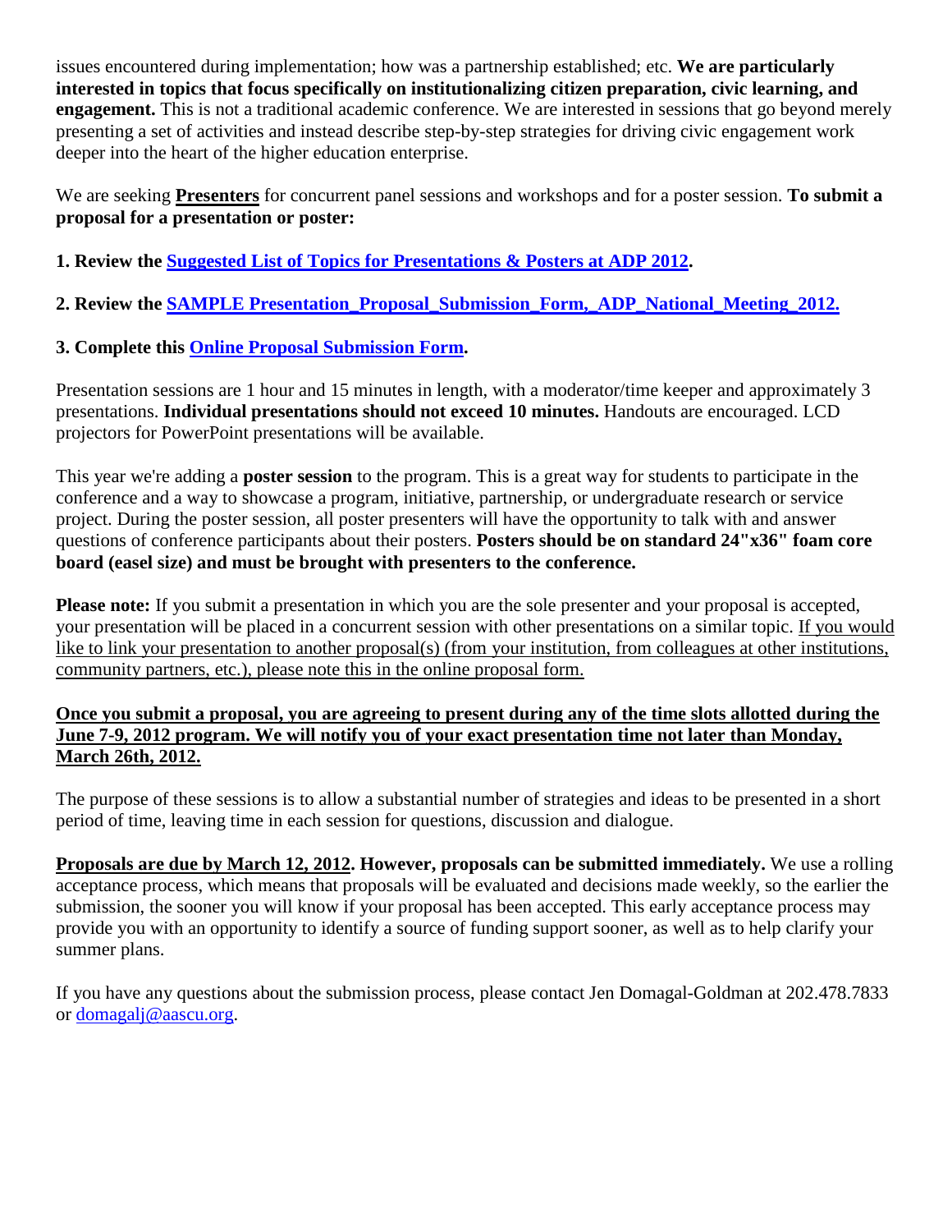issues encountered during implementation; how was a partnership established; etc. **We are particularly interested in topics that focus specifically on institutionalizing citizen preparation, civic learning, and engagement.** This is not a traditional academic conference. We are interested in sessions that go beyond merely presenting a set of activities and instead describe step-by-step strategies for driving civic engagement work deeper into the heart of the higher education enterprise.

We are seeking **Presenters** for concurrent panel sessions and workshops and for a poster session. **To submit a proposal for a presentation or poster:**

**1. Review the Suggested List of Topics for Presentations & Posters at ADP 2012.**

**2. Review the SAMPLE Presentation_Proposal_Submission_Form,_ADP_National_Meeting_2012.**

**3. Complete this Online Proposal Submission Form.**

Presentation sessions are 1 hour and 15 minutes in length, with a moderator/time keeper and approximately 3 presentations. **Individual presentations should not exceed 10 minutes.** Handouts are encouraged. LCD projectors for PowerPoint presentations will be available.

This year we're adding a **poster session** to the program. This is a great way for students to participate in the conference and a way to showcase a program, initiative, partnership, or undergraduate research or service project. During the poster session, all poster presenters will have the opportunity to talk with and answer questions of conference participants about their posters. **Posters should be on standard 24"x36" foam core board (easel size) and must be brought with presenters to the conference.**

**Please note:** If you submit a presentation in which you are the sole presenter and your proposal is accepted, your presentation will be placed in a concurrent session with other presentations on a similar topic. If you would like to link your presentation to another proposal(s) (from your institution, from colleagues at other institutions, community partners, etc.), please note this in the online proposal form.

**Once you submit a proposal, you are agreeing to present during any of the time slots allotted during the June 7-9, 2012 program. We will notify you of your exact presentation time not later than Monday, March 26th, 2012.**

The purpose of these sessions is to allow a substantial number of strategies and ideas to be presented in a short period of time, leaving time in each session for questions, discussion and dialogue.

**Proposals are due by March 12, 2012. However, proposals can be submitted immediately.** We use a rolling acceptance process, which means that proposals will be evaluated and decisions made weekly, so the earlier the submission, the sooner you will know if your proposal has been accepted. This early acceptance process may provide you with an opportunity to identify a source of funding support sooner, as well as to help clarify your summer plans.

If you have any questions about the submission process, please contact Jen Domagal-Goldman at 202.478.7833 or domagalj@aascu.org.